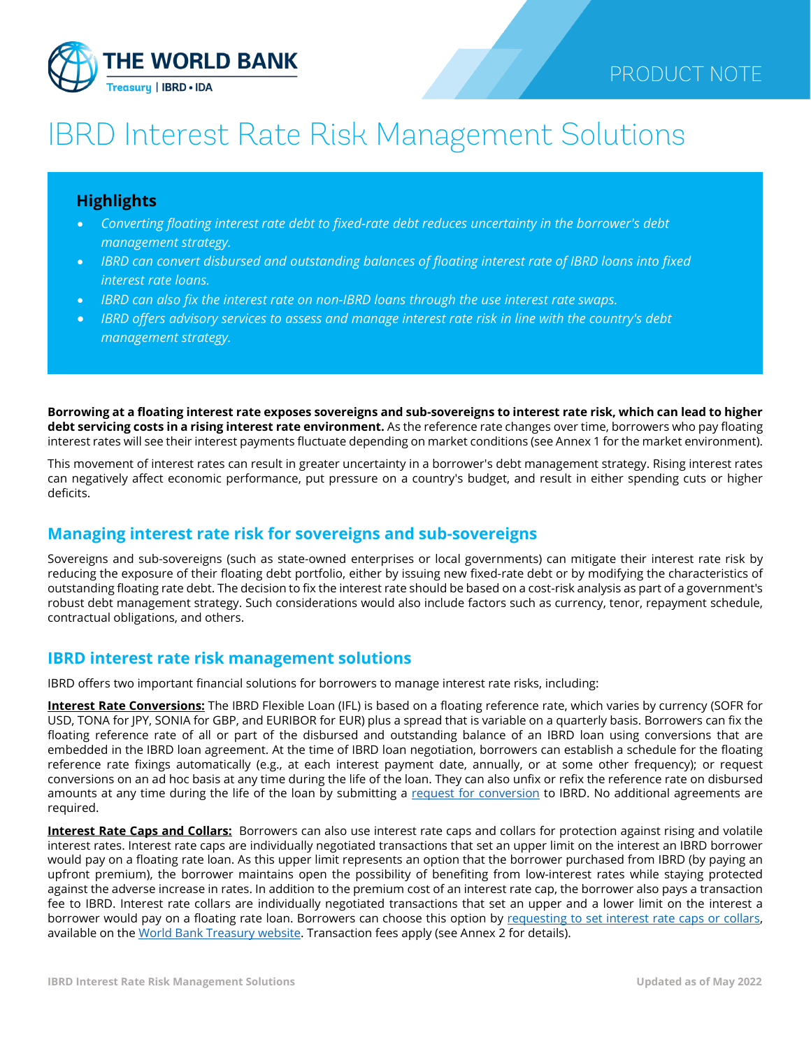PRODUCT NOTE

# IBRD Interest Rate Risk Management Solutions

## Highlights

- *Converting floating interest rate debt to fixed-rate debt reduces uncertainty in the borrower's debt management strategy.*
- *IBRD can convert disbursed and outstanding balances of floating interest rate of IBRD loans into fixed interest rate loans.*
- *IBRD can also fix the interest rate on non-IBRD loans through the use interest rate swaps.*
- *IBRD offers advisory services to assess and manage interest rate risk in line with the country's debt management strategy.*

**Borrowing at a floating interest rate exposes sovereigns and sub-sovereigns to interest rate risk, which can lead to higher debt servicing costs in a rising interest rate environment.** As the reference rate changes over time, borrowers who pay floating interest rates will see their interest payments fluctuate depending on market conditions (see Annex 1 for the market environment).

This movement of interest rates can result in greater uncertainty in a borrower's debt management strategy. Rising interest rates can negatively affect economic performance, put pressure on a country's budget, and result in either spending cuts or higher deficits.

## Managing interest rate risk for sovereigns and sub-sovereigns

Sovereigns and sub-sovereigns (such as state-owned enterprises or local governments) can mitigate their interest rate risk by reducing the exposure of their floating debt portfolio, either by issuing new fixed-rate debt or by modifying the characteristics of outstanding floating rate debt. The decision to fix the interest rate should be based on a cost-risk analysis as part of a government's robust debt management strategy. Such considerations would also include factors such as currency, tenor, repayment schedule, contractual obligations, and others.

## IBRD interest rate risk management solutions

IBRD offers two important financial solutions for borrowers to manage interest rate risks, including:

**Interest Rate Conversions:** The IBRD Flexible Loan (IFL) is based on a floating reference rate, which varies by currency (SOFR for USD, TONA for JPY, SONIA for GBP, and EURIBOR for EUR) plus a spread that is variable on a quarterly basis. Borrowers can fix the floating reference rate of all or part of the disbursed and outstanding balance of an IBRD loan using conversions that are embedded in the IBRD loan agreement. At the time of IBRD loan negotiation, borrowers can establish a schedule for the floating reference rate fixings automatically (e.g., at each interest payment date, annually, or at some other frequency); or request conversions on an ad hoc basis at any time during the life of the loan. They can also unfix or refix the reference rate on disbursed amounts at any time during the life of the loan by submitting a request for conversion to IBRD. No additional agreements are required.

**Interest Rate Caps and Collars:** Borrowers can also use interest rate caps and collars for protection against rising and volatile interest rates. Interest rate caps are individually negotiated transactions that set an upper limit on the interest an IBRD borrower would pay on a floating rate loan. As this upper limit represents an option that the borrower purchased from IBRD (by paying an upfront premium), the borrower maintains open the possibility of benefiting from low-interest rates while staying protected against the adverse increase in rates. In addition to the premium cost of an interest rate cap, the borrower also pays a transaction fee to IBRD. Interest rate collars are individually negotiated transactions that set an upper and a lower limit on the interest a borrower would pay on a floating rate loan. Borrowers can choose this option by requesting to set interest rate caps or collars, available on the World Bank Treasury website. Transaction fees apply (see Annex 2 for details).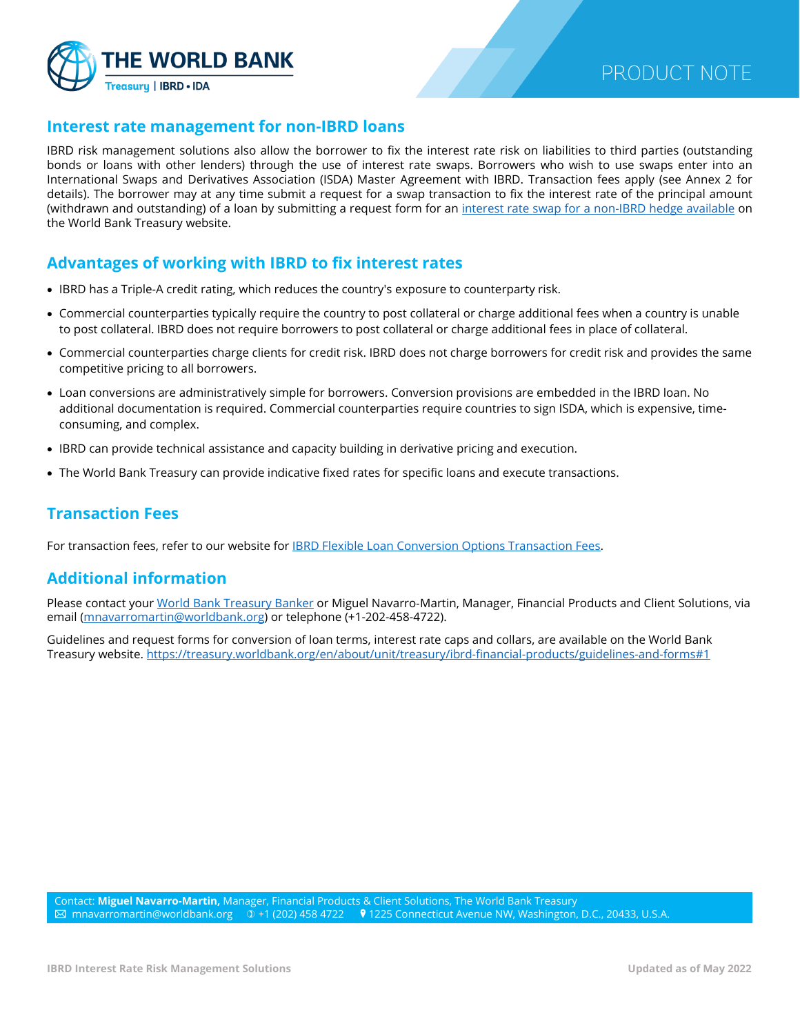## Interest rate management for non-IBRD loans

IBRD risk management solutions also allow the borrower to fix the interest rate risk on liabilities to third parties (outstanding bonds or loans with other lenders) through the use of interest rate swaps. Borrowers who wish to use swaps enter into an International Swaps and Derivatives Association (ISDA) Master Agreement with IBRD. Transaction fees apply (see Annex 2 for details). The borrower may at any time submit a request for a swap transaction to fix the interest rate of the principal amount (withdrawn and outstanding) of a loan by submitting a request form for an [interest rate swap for a non-IBRD hedge available]() on the World Bank Treasury website.

## Advantages of working with IBRD to fix interest rates

- IBRD has a Triple-A credit rating, which reduces the country's exposure to counterparty risk.
- Commercial counterparties typically require the country to post collateral or charge additional fees when a country is unable to post collateral. IBRD does not require borrowers to post collateral or charge additional fees in place of collateral.
- Commercial counterparties charge clients for credit risk. IBRD does not charge borrowers for credit risk and provides the same competitive pricing to all borrowers.
- Loan conversions are administratively simple for borrowers. Conversion provisions are embedded in the IBRD loan. No additional documentation is required. Commercial counterparties require countries to sign ISDA, which is expensive, time-consuming, and complex.
- IBRD can provide technical assistance and capacity building in derivative pricing and execution.
- The World Bank Treasury can provide indicative fixed rates for specific loans and execute transactions.

## Transaction Fees

For transaction fees, refer to our website for [IBRD Flexible Loan Conversion Options Transaction Fees]().

## Additional information

Please contact your [World Bank Treasury Banker]() or Miguel Navarro-Martin, Manager, Financial Products and Client Solutions, via email (mnavarromartin@worldbank.org) or telephone (+1-202-458-4722).

Guidelines and request forms for conversion of loan terms, interest rate caps and collars, are available on the World Bank Treasury website. https://treasury.worldbank.org/en/about/unit/treasury/ibrd-financial-products/guidelines-and-forms#1

Contact: **Miguel Navarro-Martin,** Manager, Financial Products & Client Solutions, The World Bank Treasury
mnavarromartin@worldbank.org +1 (202) 458 4722 1225 Connecticut Avenue NW, Washington, D.C., 20433, U.S.A.